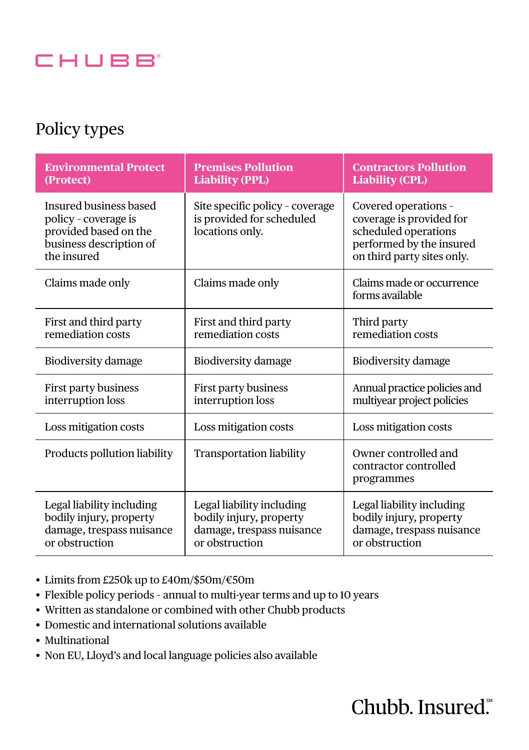CHUBB®

# Policy types

| Environmental Protect (Protect) | Premises Pollution Liability (PPL) | Contractors Pollution Liability (CPL) |
|---|---|---|
| Insured business based policy - coverage is provided based on the business description of the insured | Site specific policy - coverage is provided for scheduled locations only. | Covered operations - coverage is provided for scheduled operations performed by the insured on third party sites only. |
| Claims made only | Claims made only | Claims made or occurrence forms available |
| First and third party remediation costs | First and third party remediation costs | Third party remediation costs |
| Biodiversity damage | Biodiversity damage | Biodiversity damage |
| First party business interruption loss | First party business interruption loss | Annual practice policies and multiyear project policies |
| Loss mitigation costs | Loss mitigation costs | Loss mitigation costs |
| Products pollution liability | Transportation liability | Owner controlled and contractor controlled programmes |
| Legal liability including bodily injury, property damage, trespass nuisance or obstruction | Legal liability including bodily injury, property damage, trespass nuisance or obstruction | Legal liability including bodily injury, property damage, trespass nuisance or obstruction |

- Limits from £250k up to £40m/$50m/€50m
- Flexible policy periods - annual to multi-year terms and up to 10 years
- Written as standalone or combined with other Chubb products
- Domestic and international solutions available
- Multinational
- Non EU, Lloyd's and local language policies also available

Chubb. Insured.℠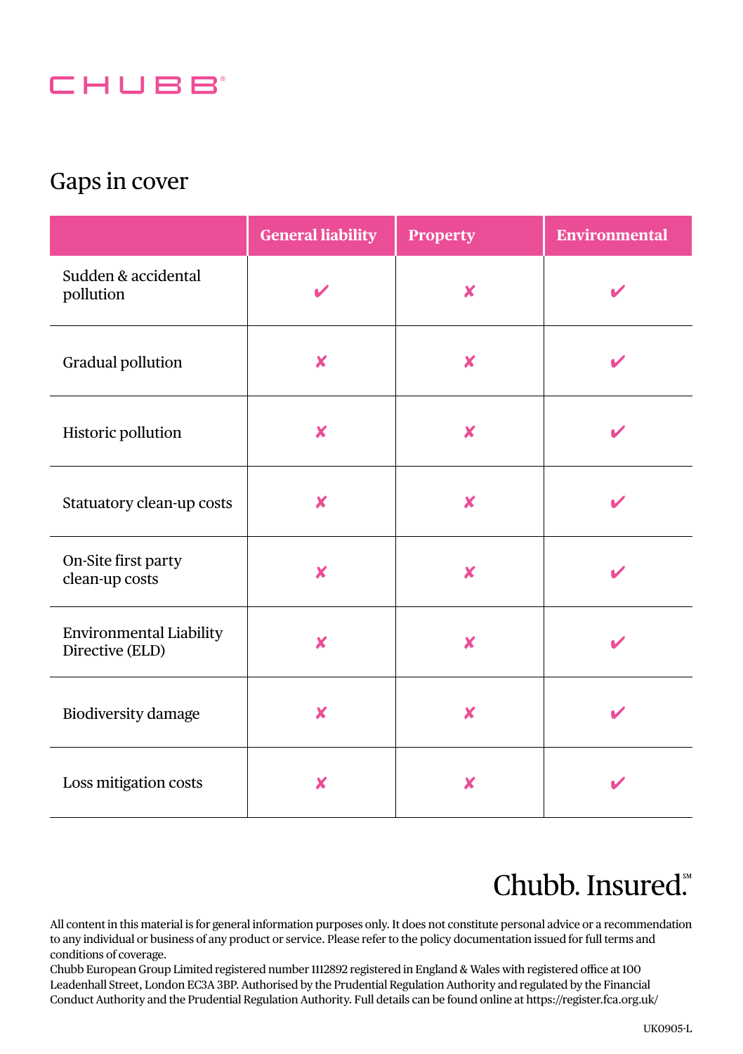CHUBB

## Gaps in cover

| | General liability | Property | Environmental |
|---|---|---|---|
| Sudden & accidental pollution | ✔ | ✘ | ✔ |
| Gradual pollution | ✘ | ✘ | ✔ |
| Historic pollution | ✘ | ✘ | ✔ |
| Statutory clean-up costs | ✘ | ✘ | ✔ |
| On-Site first party clean-up costs | ✘ | ✘ | ✔ |
| Environmental Liability Directive (ELD) | ✘ | ✘ | ✔ |
| Biodiversity damage | ✘ | ✘ | ✔ |
| Loss mitigation costs | ✘ | ✘ | ✔ |

Chubb. Insured.℠

All content in this material is for general information purposes only. It does not constitute personal advice or a recommendation to any individual or business of any product or service. Please refer to the policy documentation issued for full terms and conditions of coverage.
Chubb European Group Limited registered number 1112892 registered in England & Wales with registered office at 100 Leadenhall Street, London EC3A 3BP. Authorised by the Prudential Regulation Authority and regulated by the Financial Conduct Authority and the Prudential Regulation Authority. Full details can be found online at https://register.fca.org.uk/

UK0905-L